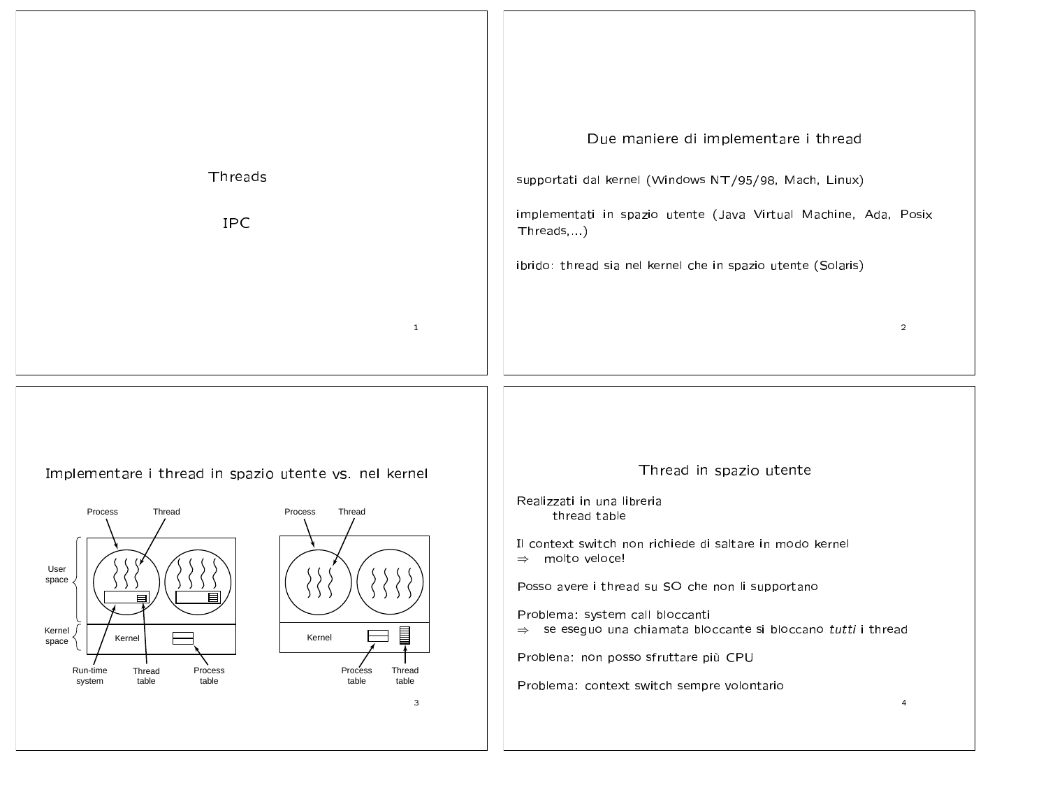# Threads

# IPC

## Due maniere di implementare i thread

supportati dal kernel (Windows NT/95/98, Mach, Linux)

implementati in spazio utente (Java Virtual Machine, Ada, Posix Threads,...)

ibrido: thread sia nel kernel che in spazio utente (Solaris)

## Implementare i thread in spazio utente vs. nel kernel

Process Thread

User space

Kernel space

Kernel

Run-time system Thread table Process table

Process Thread

Kernel

Process table Thread table

## Thread in spazio utente

Realizzati in una libreria
thread table

Il context switch non richiede di saltare in modo kernel
⇒ molto veloce!

Posso avere i thread su SO che non li supportano

Problema: system call bloccanti
⇒ se eseguo una chiamata bloccante si bloccano *tutti* i thread

Problena: non posso sfruttare più CPU

Problema: context switch sempre volontario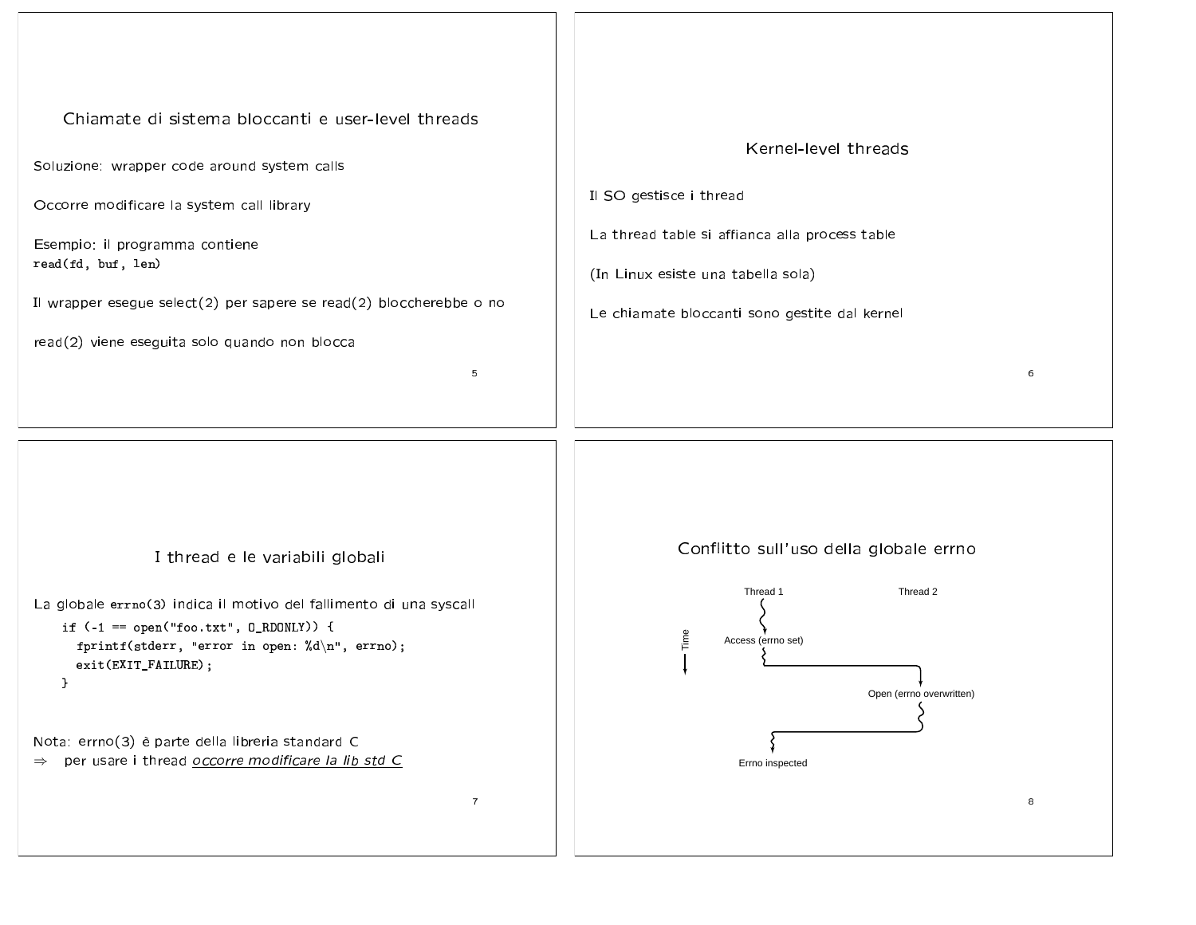## Chiamate di sistema bloccanti e user-level threads

Soluzione: wrapper code around system calls

Occorre modificare la system call library

Esempio: il programma contiene
`read(fd, buf, len)`

Il wrapper esegue select(2) per sapere se read(2) bloccherebbe o no

read(2) viene eseguita solo quando non blocca

## Kernel-level threads

Il SO gestisce i thread

La thread table si affianca alla process table

(In Linux esiste una tabella sola)

Le chiamate bloccanti sono gestite dal kernel

## I thread e le variabili globali

La globale `errno(3)` indica il motivo del fallimento di una syscall

```
if (-1 == open("foo.txt", O_RDONLY)) {
  fprintf(stderr, "error in open: %d\n", errno);
  exit(EXIT_FAILURE);
}
```

Nota: errno(3) è parte della libreria standard C
⇒ per usare i thread *occorre modificare la lib std C*

## Conflitto sull'uso della globale errno

Thread 1

Thread 2

Time

Access (errno set)

Open (errno overwritten)

Errno inspected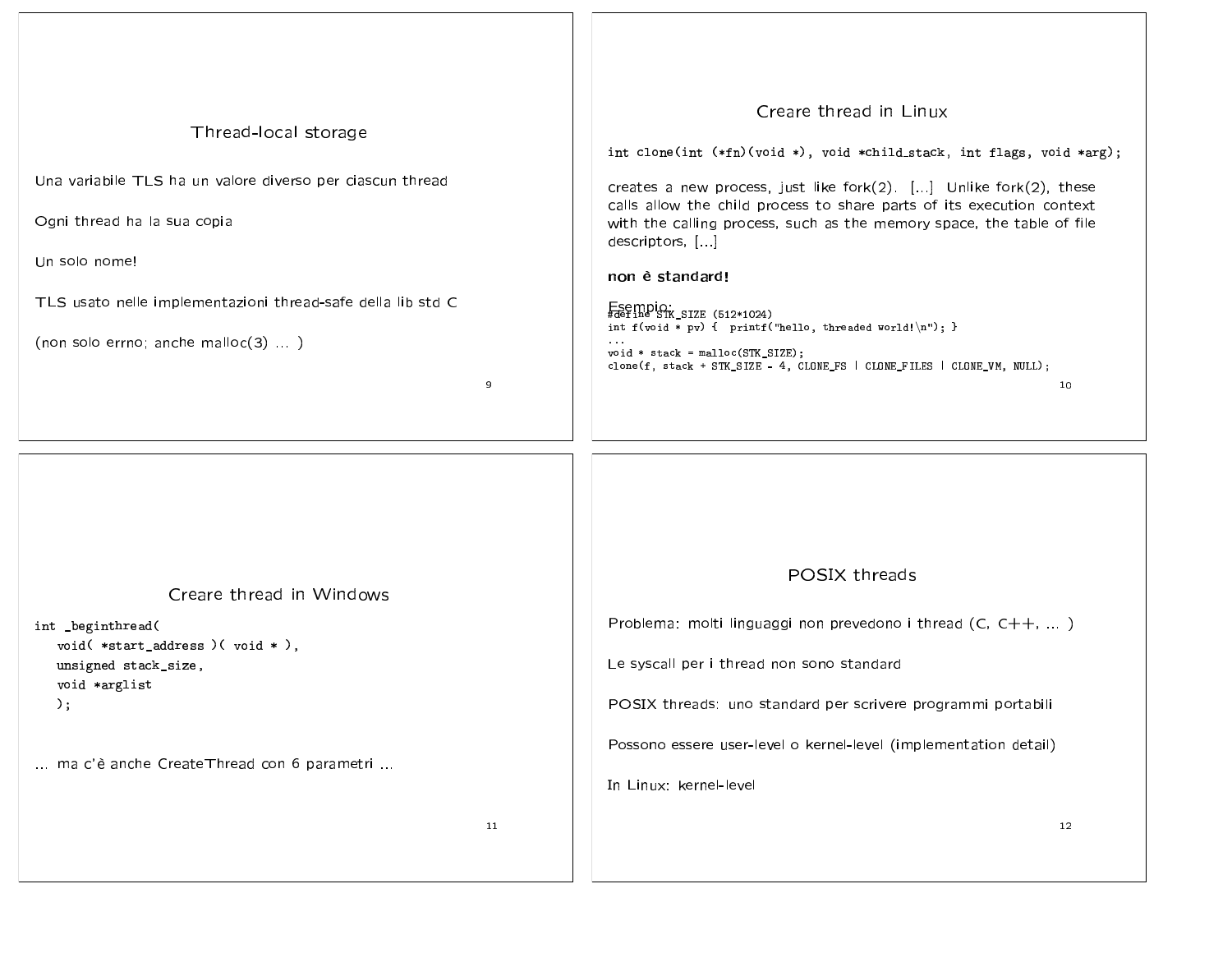## Thread-local storage

Una variabile TLS ha un valore diverso per ciascun thread

Ogni thread ha la sua copia

Un solo nome!

TLS usato nelle implementazioni thread-safe della lib std C

(non solo errno; anche malloc(3) ... )

## Creare thread in Linux

```
int clone(int (*fn)(void *), void *child_stack, int flags, void *arg);
```

creates a new process, just like fork(2). [...] Unlike fork(2), these calls allow the child process to share parts of its execution context with the calling process, such as the memory space, the table of file descriptors, [...]

**non è standard!**

Esempio:

```
#define STK_SIZE (512*1024)
int f(void * pv) {  printf("hello, threaded world!\n"); }
...
void * stack = malloc(STK_SIZE);
clone(f, stack + STK_SIZE - 4, CLONE_FS | CLONE_FILES | CLONE_VM, NULL);
```

## Creare thread in Windows

```
int _beginthread(
   void( *start_address )( void * ),
   unsigned stack_size,
   void *arglist
   );
```

... ma c'è anche CreateThread con 6 parametri ...

## POSIX threads

Problema: molti linguaggi non prevedono i thread (C, C++, ... )

Le syscall per i thread non sono standard

POSIX threads: uno standard per scrivere programmi portabili

Possono essere user-level o kernel-level (implementation detail)

In Linux: kernel-level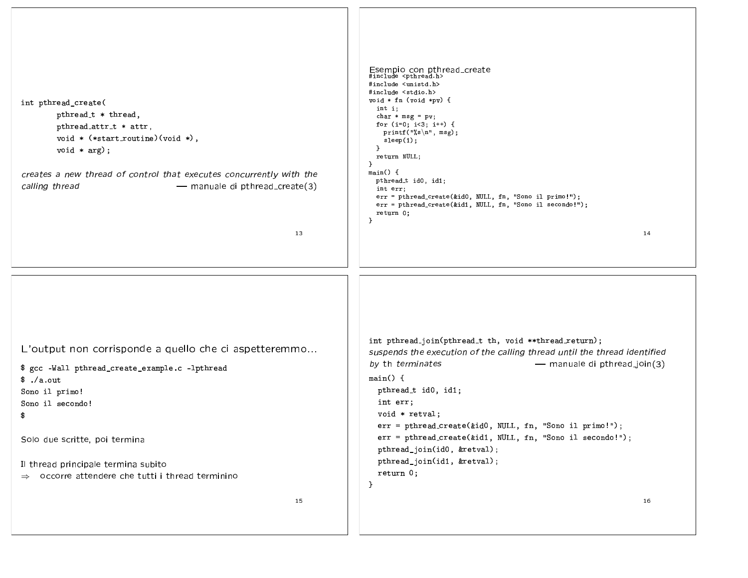```
int pthread_create(
        pthread_t * thread,
        pthread_attr_t * attr,
        void * (*start_routine)(void *),
        void * arg);
```

*creates a new thread of control that executes concurrently with the calling thread* — manuale di pthread_create(3)

## Esempio con pthread_create

```
#include <pthread.h>
#include <unistd.h>
#include <stdio.h>
void * fn (void *pv) {
  int i;
  char * msg = pv;
  for (i=0; i<3; i++) {
    printf("%s\n", msg);
    sleep(1);
  }
  return NULL;
}
main() {
  pthread_t id0, id1;
  int err;
  err = pthread_create(&id0, NULL, fn, "Sono il primo!");
  err = pthread_create(&id1, NULL, fn, "Sono il secondo!");
  return 0;
}
```

## L'output non corrisponde a quello che ci aspetteremmo...

```
$ gcc -Wall pthread_create_example.c -lpthread
$ ./a.out
Sono il primo!
Sono il secondo!
$
```

Solo due scritte, poi termina

Il thread principale termina subito
$\Rightarrow$ occorre attendere che tutti i thread terminino

```
int pthread_join(pthread_t th, void **thread_return);
```

*suspends the execution of the calling thread until the thread identified by* th *terminates* — manuale di pthread_join(3)

```
main() {
  pthread_t id0, id1;
  int err;
  void * retval;
  err = pthread_create(&id0, NULL, fn, "Sono il primo!");
  err = pthread_create(&id1, NULL, fn, "Sono il secondo!");
  pthread_join(id0, &retval);
  pthread_join(id1, &retval);
  return 0;
}
```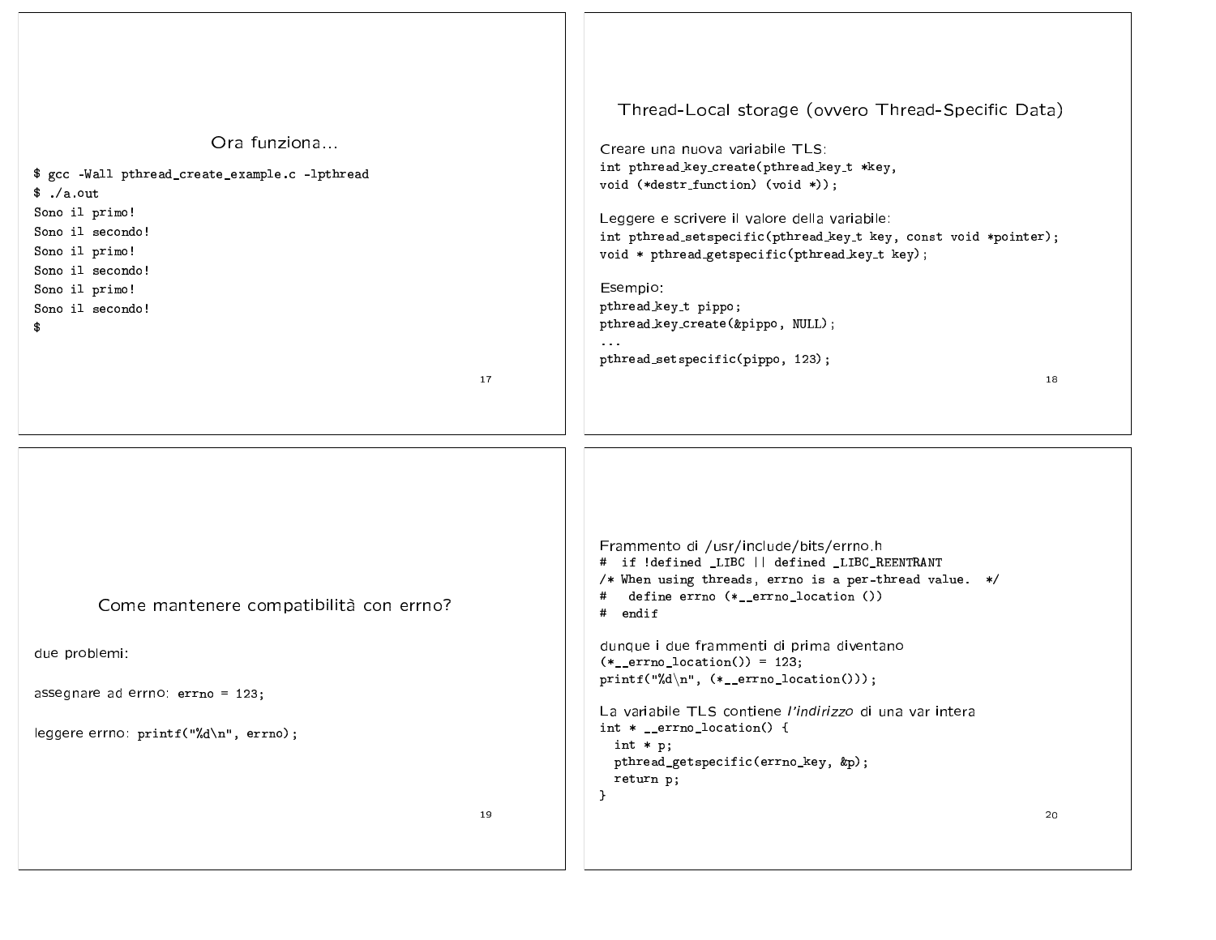## Ora funziona...

```
$ gcc -Wall pthread_create_example.c -lpthread
$ ./a.out
Sono il primo!
Sono il secondo!
Sono il primo!
Sono il secondo!
Sono il primo!
Sono il secondo!
$
```

## Thread-Local storage (ovvero Thread-Specific Data)

Creare una nuova variabile TLS:

```
int pthread_key_create(pthread_key_t *key,
void (*destr_function) (void *));
```

Leggere e scrivere il valore della variabile:

```
int pthread_setspecific(pthread_key_t key, const void *pointer);
void * pthread_getspecific(pthread_key_t key);
```

Esempio:

```
pthread_key_t pippo;
pthread_key_create(&pippo, NULL);
...
pthread_setspecific(pippo, 123);
```

## Come mantenere compatibilità con errno?

due problemi:

assegnare ad errno: `errno = 123;`

leggere errno: `printf("%d\n", errno);`

---

Frammento di /usr/include/bits/errno.h

```
# if !defined _LIBC || defined _LIBC_REENTRANT
/* When using threads, errno is a per-thread value. */
#   define errno (*__errno_location ())
# endif
```

dunque i due frammenti di prima diventano

```
(*__errno_location()) = 123;
printf("%d\n", (*__errno_location()));
```

La variabile TLS contiene *l'indirizzo* di una var intera

```
int * __errno_location() {
  int * p;
  pthread_getspecific(errno_key, &p);
  return p;
}
```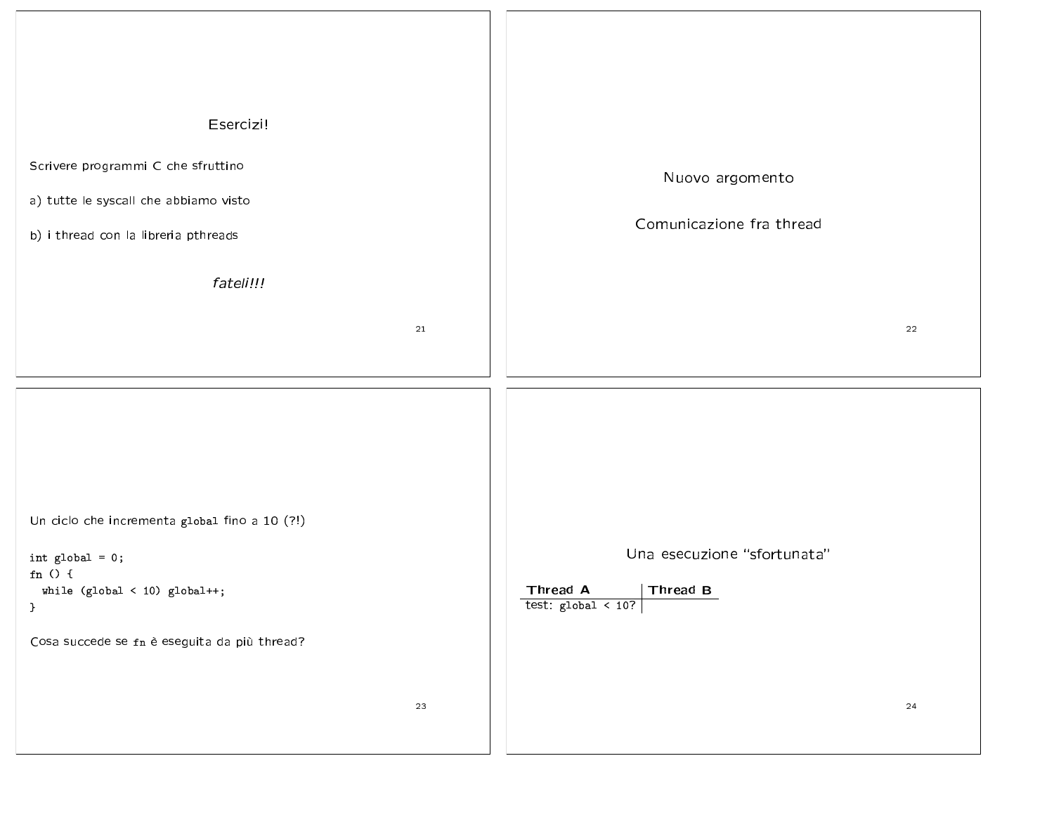## Esercizi!

Scrivere programmi C che sfruttino

a) tutte le syscall che abbiamo visto

b) i thread con la libreria pthreads

*fateli!!!*

---

## Nuovo argomento

## Comunicazione fra thread

---

Un ciclo che incrementa `global` fino a 10 (?!)

```
int global = 0;
fn () {
  while (global < 10) global++;
}
```

Cosa succede se `fn` è eseguita da più thread?

---

### Una esecuzione “sfortunata”

| Thread A | Thread B |
|---|---|
| test: `global < 10`? | |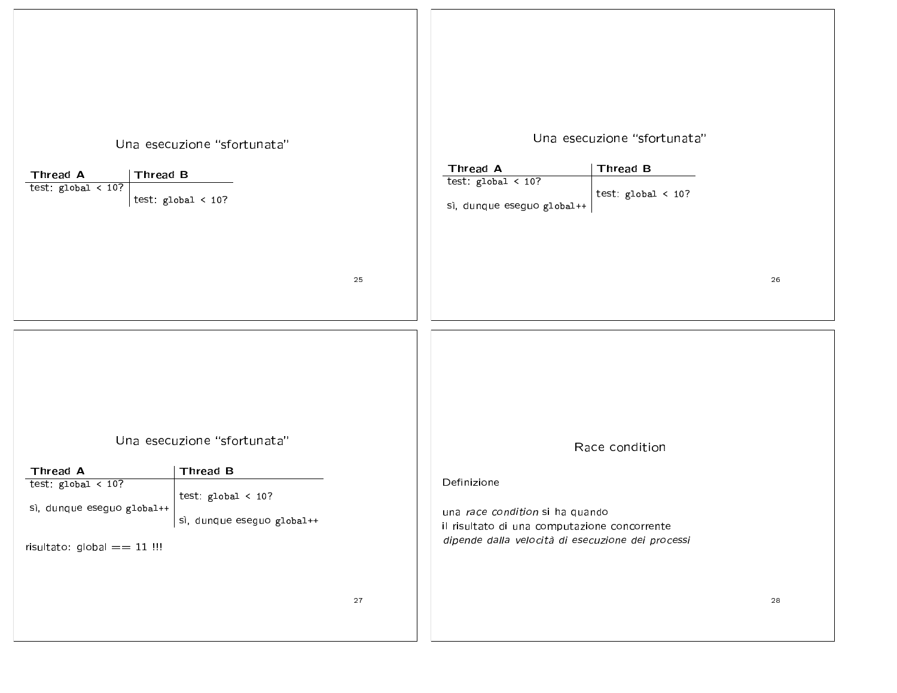## Una esecuzione “sfortunata”

| Thread A | Thread B |
| --- | --- |
| test: `global < 10?` | |
| | test: `global < 10?` |

## Una esecuzione “sfortunata”

| Thread A | Thread B |
| --- | --- |
| test: `global < 10?` | |
| | test: `global < 10?` |
| sì, dunque eseguo `global++` | |

## Una esecuzione “sfortunata”

| Thread A | Thread B |
| --- | --- |
| test: `global < 10?` | |
| | test: `global < 10?` |
| sì, dunque eseguo `global++` | |
| | sì, dunque eseguo `global++` |

risultato: global == 11 !!!

## Race condition

Definizione

una *race condition* si ha quando
il risultato di una computazione concorrente
*dipende dalla velocità di esecuzione dei processi*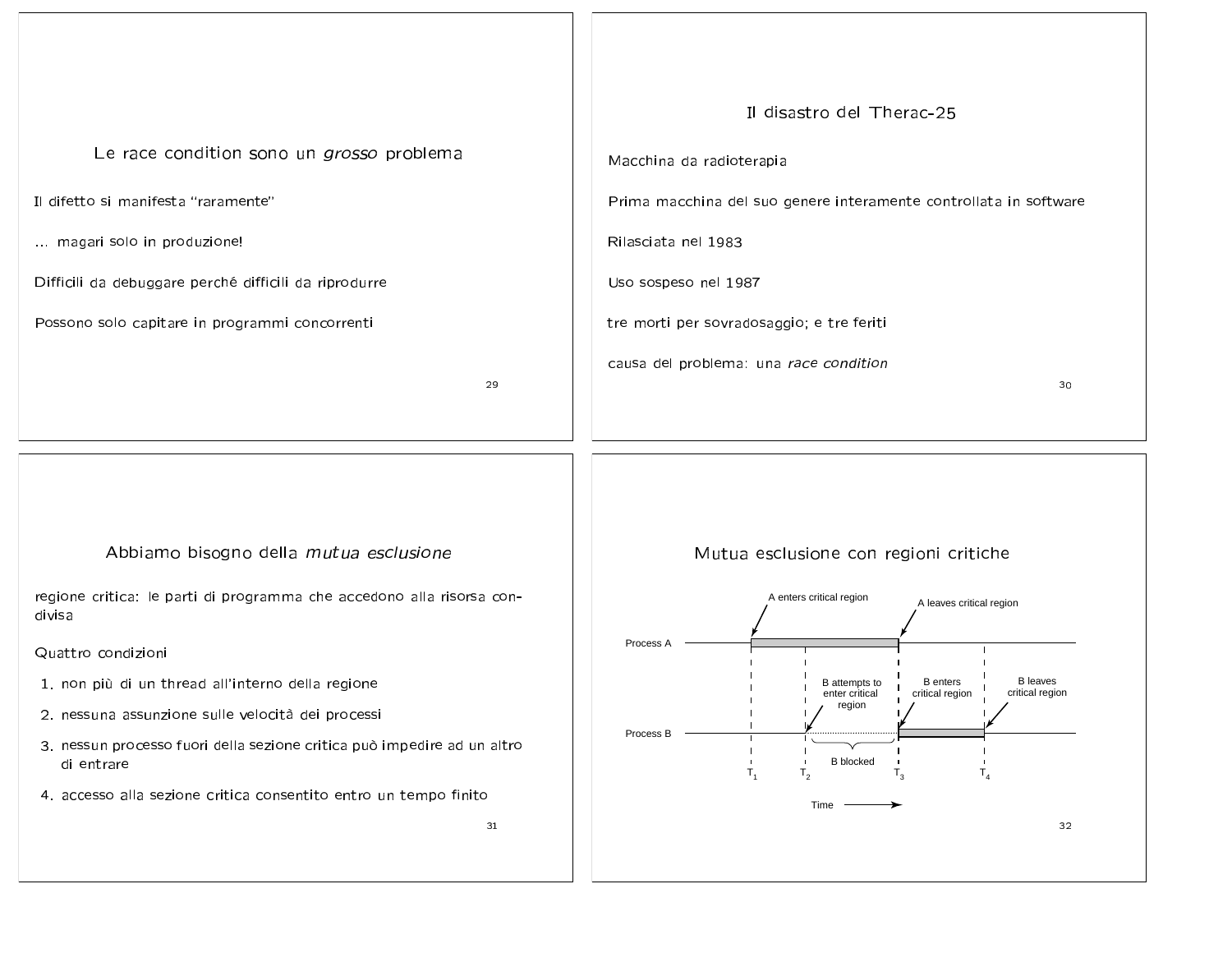## Le race condition sono un *grosso* problema

Il difetto si manifesta "raramente"

... magari solo in produzione!

Difficili da debuggare perché difficili da riprodurre

Possono solo capitare in programmi concorrenti

## Il disastro del Therac-25

Macchina da radioterapia

Prima macchina del suo genere interamente controllata in software

Rilasciata nel 1983

Uso sospeso nel 1987

tre morti per sovradosaggio; e tre feriti

causa del problema: una *race condition*

## Abbiamo bisogno della *mutua esclusione*

regione critica: le parti di programma che accedono alla risorsa condivisa

Quattro condizioni

1. non più di un thread all'interno della regione
2. nessuna assunzione sulle velocità dei processi
3. nessun processo fuori della sezione critica può impedire ad un altro di entrare
4. accesso alla sezione critica consentito entro un tempo finito

## Mutua esclusione con regioni critiche

A enters critical region

A leaves critical region

Process A

B attempts to enter critical region

B enters critical region

B leaves critical region

Process B

B blocked

$T_1$ $T_2$ $T_3$ $T_4$

Time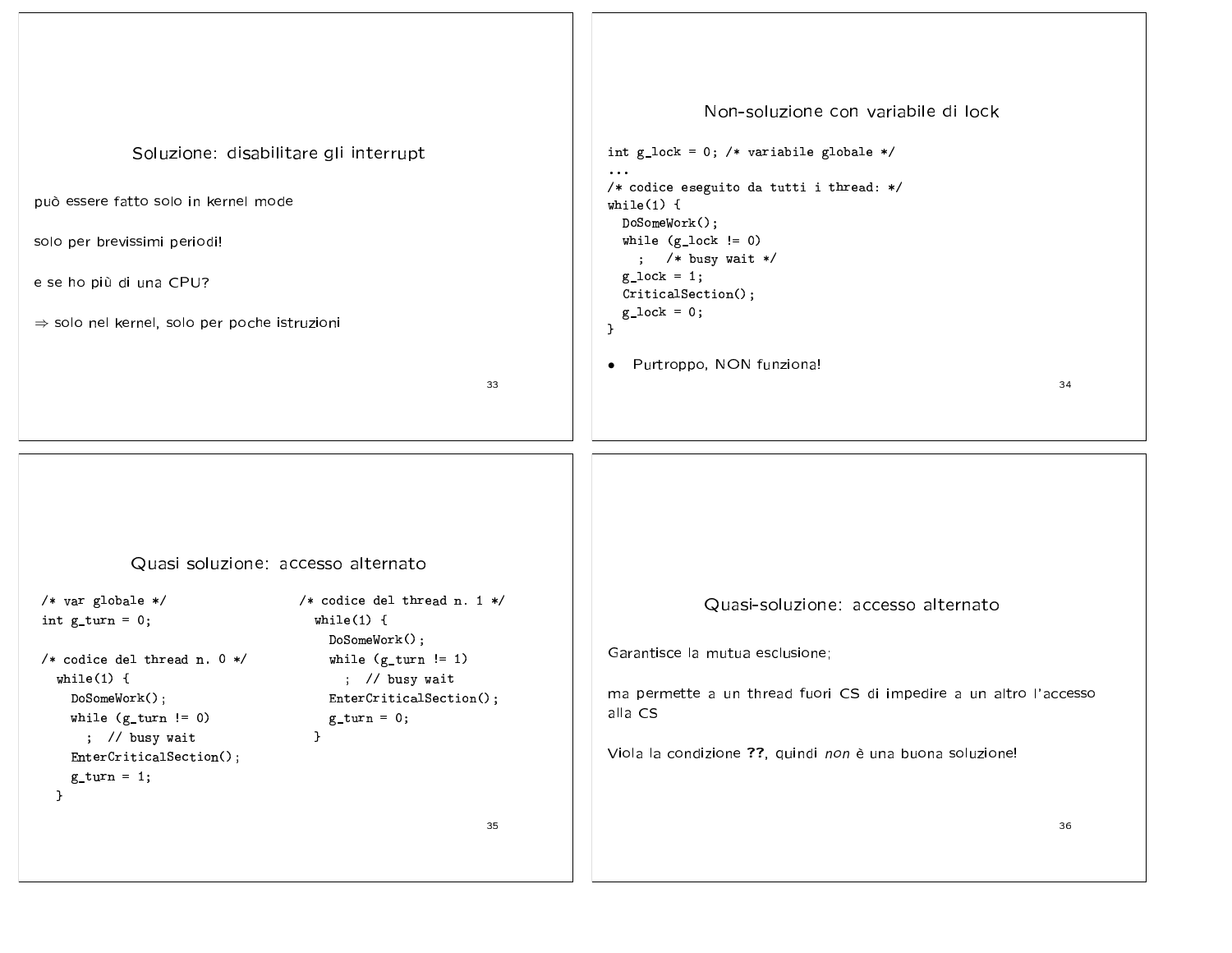## Soluzione: disabilitare gli interrupt

può essere fatto solo in kernel mode

solo per brevissimi periodi!

e se ho più di una CPU?

⇒ solo nel kernel, solo per poche istruzioni

## Non-soluzione con variabile di lock

```
int g_lock = 0; /* variabile globale */
...
/* codice eseguito da tutti i thread: */
while(1) {
  DoSomeWork();
  while (g_lock != 0)
    ;   /* busy wait */
  g_lock = 1;
  CriticalSection();
  g_lock = 0;
}
```

- Purtroppo, NON funziona!

## Quasi soluzione: accesso alternato

```
/* var globale */
int g_turn = 0;

/* codice del thread n. 0 */
  while(1) {
    DoSomeWork();
    while (g_turn != 0)
      ;  // busy wait
    EnterCriticalSection();
    g_turn = 1;
  }
```

```
/* codice del thread n. 1 */
  while(1) {
    DoSomeWork();
    while (g_turn != 1)
      ;  // busy wait
    EnterCriticalSection();
    g_turn = 0;
  }
```

## Quasi-soluzione: accesso alternato

Garantisce la mutua esclusione;

ma permette a un thread fuori CS di impedire a un altro l'accesso alla CS

Viola la condizione **??**, quindi *non* è una buona soluzione!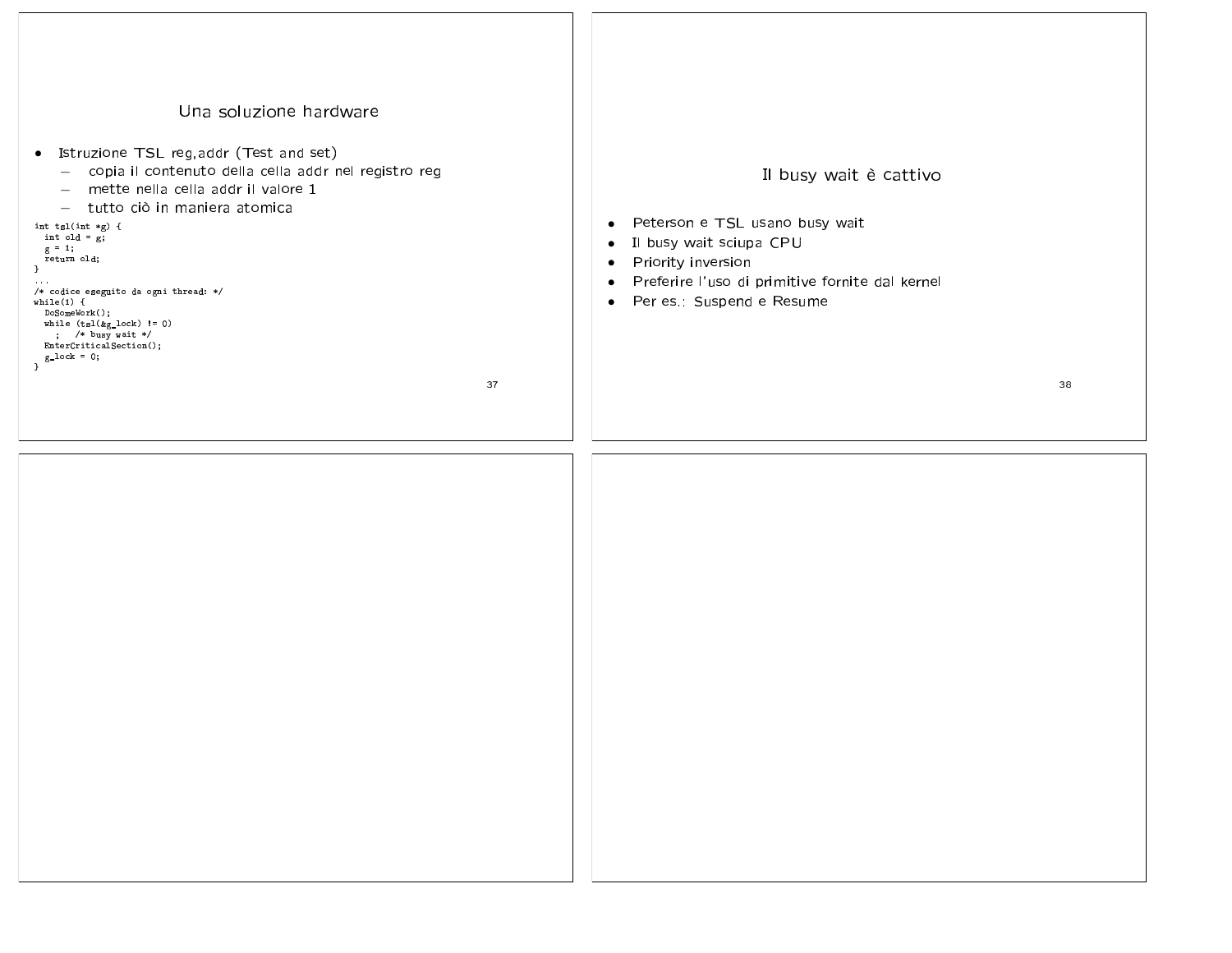## Una soluzione hardware

- Istruzione TSL reg,addr (Test and set)
  - copia il contenuto della cella addr nel registro reg
  - mette nella cella addr il valore 1
  - tutto ciò in maniera atomica

```
int tsl(int *g) {
  int old = g;
  g = 1;
  return old;
}
...
/* codice eseguito da ogni thread: */
while(1) {
  DoSomeWork();
  while (tsl(&g_lock) != 0)
    ;   /* busy wait */
  EnterCriticalSection();
  g_lock = 0;
}
```

## Il busy wait è cattivo

- Peterson e TSL usano busy wait
- Il busy wait sciupa CPU
- Priority inversion
- Preferire l'uso di primitive fornite dal kernel
- Per es.: Suspend e Resume